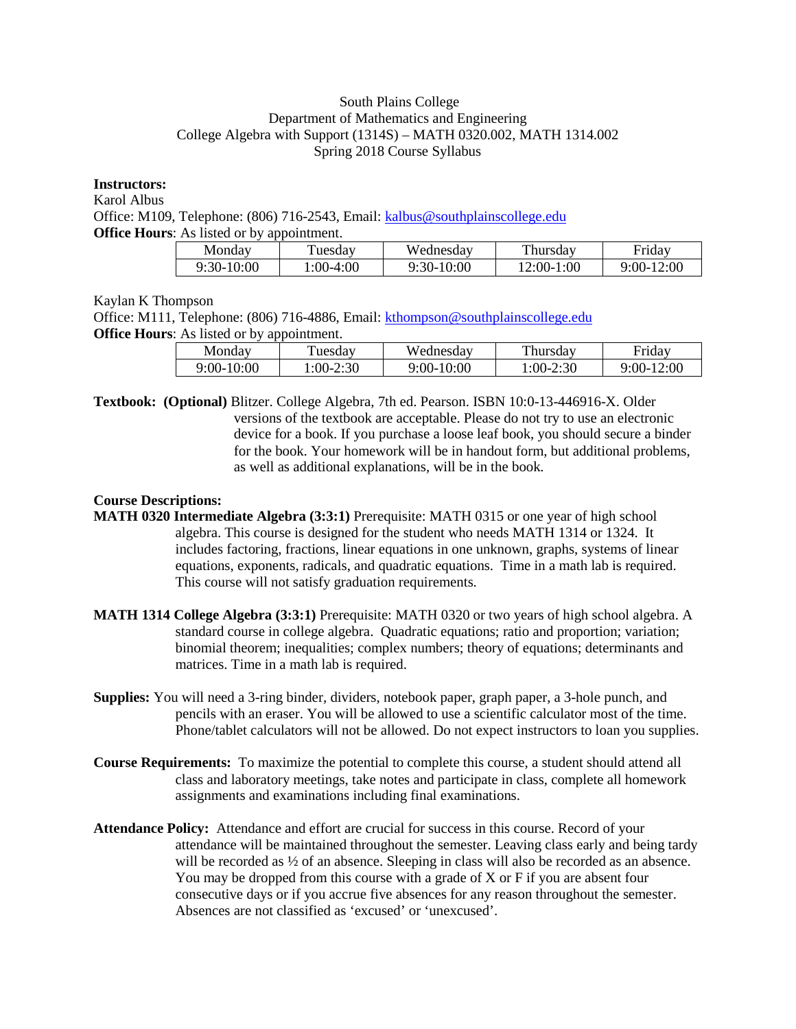South Plains College
Department of Mathematics and Engineering
College Algebra with Support (1314S) – MATH 0320.002, MATH 1314.002
Spring 2018 Course Syllabus

**Instructors:**

Karol Albus

Office: M109, Telephone: (806) 716-2543, Email: kalbus@southplainscollege.edu

**Office Hours**: As listed or by appointment.

| Monday | Tuesday | Wednesday | Thursday | Friday |
|---|---|---|---|---|
| 9:30-10:00 | 1:00-4:00 | 9:30-10:00 | 12:00-1:00 | 9:00-12:00 |

Kaylan K Thompson

Office: M111, Telephone: (806) 716-4886, Email: kthompson@southplainscollege.edu

**Office Hours**: As listed or by appointment.

| Monday | Tuesday | Wednesday | Thursday | Friday |
|---|---|---|---|---|
| 9:00-10:00 | 1:00-2:30 | 9:00-10:00 | 1:00-2:30 | 9:00-12:00 |

**Textbook: (Optional)** Blitzer. College Algebra, 7th ed. Pearson. ISBN 10:0-13-446916-X. Older versions of the textbook are acceptable. Please do not try to use an electronic device for a book. If you purchase a loose leaf book, you should secure a binder for the book. Your homework will be in handout form, but additional problems, as well as additional explanations, will be in the book.

**Course Descriptions:**

**MATH 0320 Intermediate Algebra (3:3:1)** Prerequisite: MATH 0315 or one year of high school algebra. This course is designed for the student who needs MATH 1314 or 1324. It includes factoring, fractions, linear equations in one unknown, graphs, systems of linear equations, exponents, radicals, and quadratic equations. Time in a math lab is required. This course will not satisfy graduation requirements.

**MATH 1314 College Algebra (3:3:1)** Prerequisite: MATH 0320 or two years of high school algebra. A standard course in college algebra. Quadratic equations; ratio and proportion; variation; binomial theorem; inequalities; complex numbers; theory of equations; determinants and matrices. Time in a math lab is required.

**Supplies:** You will need a 3-ring binder, dividers, notebook paper, graph paper, a 3-hole punch, and pencils with an eraser. You will be allowed to use a scientific calculator most of the time. Phone/tablet calculators will not be allowed. Do not expect instructors to loan you supplies.

**Course Requirements:** To maximize the potential to complete this course, a student should attend all class and laboratory meetings, take notes and participate in class, complete all homework assignments and examinations including final examinations.

**Attendance Policy:** Attendance and effort are crucial for success in this course. Record of your attendance will be maintained throughout the semester. Leaving class early and being tardy will be recorded as ½ of an absence. Sleeping in class will also be recorded as an absence. You may be dropped from this course with a grade of X or F if you are absent four consecutive days or if you accrue five absences for any reason throughout the semester. Absences are not classified as 'excused' or 'unexcused'.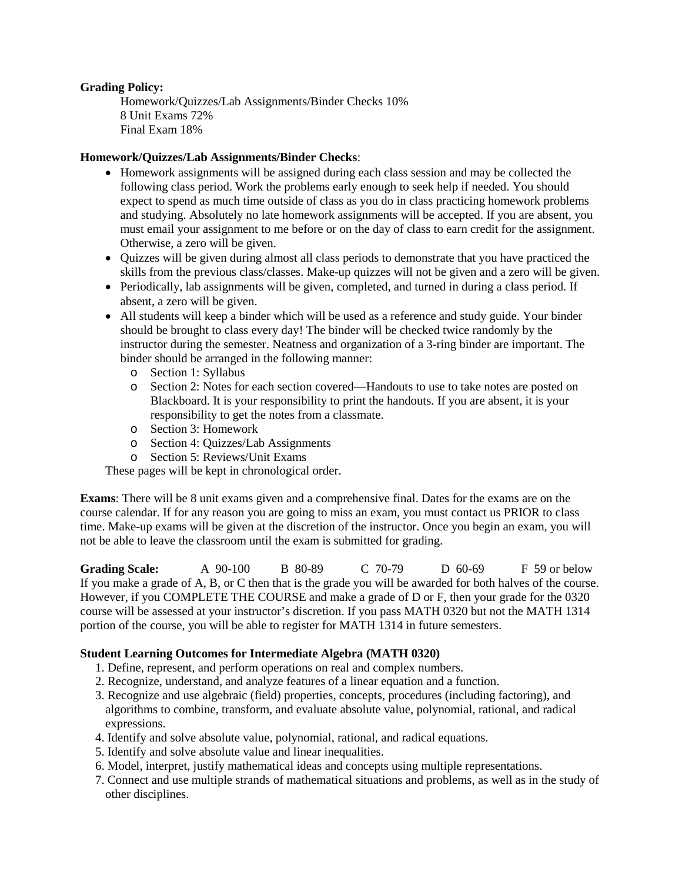**Grading Policy:**

Homework/Quizzes/Lab Assignments/Binder Checks 10%
8 Unit Exams 72%
Final Exam 18%

**Homework/Quizzes/Lab Assignments/Binder Checks**:

- Homework assignments will be assigned during each class session and may be collected the following class period. Work the problems early enough to seek help if needed. You should expect to spend as much time outside of class as you do in class practicing homework problems and studying. Absolutely no late homework assignments will be accepted. If you are absent, you must email your assignment to me before or on the day of class to earn credit for the assignment. Otherwise, a zero will be given.
- Quizzes will be given during almost all class periods to demonstrate that you have practiced the skills from the previous class/classes. Make-up quizzes will not be given and a zero will be given.
- Periodically, lab assignments will be given, completed, and turned in during a class period. If absent, a zero will be given.
- All students will keep a binder which will be used as a reference and study guide. Your binder should be brought to class every day! The binder will be checked twice randomly by the instructor during the semester. Neatness and organization of a 3-ring binder are important. The binder should be arranged in the following manner:
  - Section 1: Syllabus
  - Section 2: Notes for each section covered—Handouts to use to take notes are posted on Blackboard. It is your responsibility to print the handouts. If you are absent, it is your responsibility to get the notes from a classmate.
  - Section 3: Homework
  - Section 4: Quizzes/Lab Assignments
  - Section 5: Reviews/Unit Exams

These pages will be kept in chronological order.

**Exams**: There will be 8 unit exams given and a comprehensive final. Dates for the exams are on the course calendar. If for any reason you are going to miss an exam, you must contact us PRIOR to class time. Make-up exams will be given at the discretion of the instructor. Once you begin an exam, you will not be able to leave the classroom until the exam is submitted for grading.

**Grading Scale:** A 90-100 B 80-89 C 70-79 D 60-69 F 59 or below

If you make a grade of A, B, or C then that is the grade you will be awarded for both halves of the course. However, if you COMPLETE THE COURSE and make a grade of D or F, then your grade for the 0320 course will be assessed at your instructor's discretion. If you pass MATH 0320 but not the MATH 1314 portion of the course, you will be able to register for MATH 1314 in future semesters.

**Student Learning Outcomes for Intermediate Algebra (MATH 0320)**

1. Define, represent, and perform operations on real and complex numbers.
2. Recognize, understand, and analyze features of a linear equation and a function.
3. Recognize and use algebraic (field) properties, concepts, procedures (including factoring), and algorithms to combine, transform, and evaluate absolute value, polynomial, rational, and radical expressions.
4. Identify and solve absolute value, polynomial, rational, and radical equations.
5. Identify and solve absolute value and linear inequalities.
6. Model, interpret, justify mathematical ideas and concepts using multiple representations.
7. Connect and use multiple strands of mathematical situations and problems, as well as in the study of other disciplines.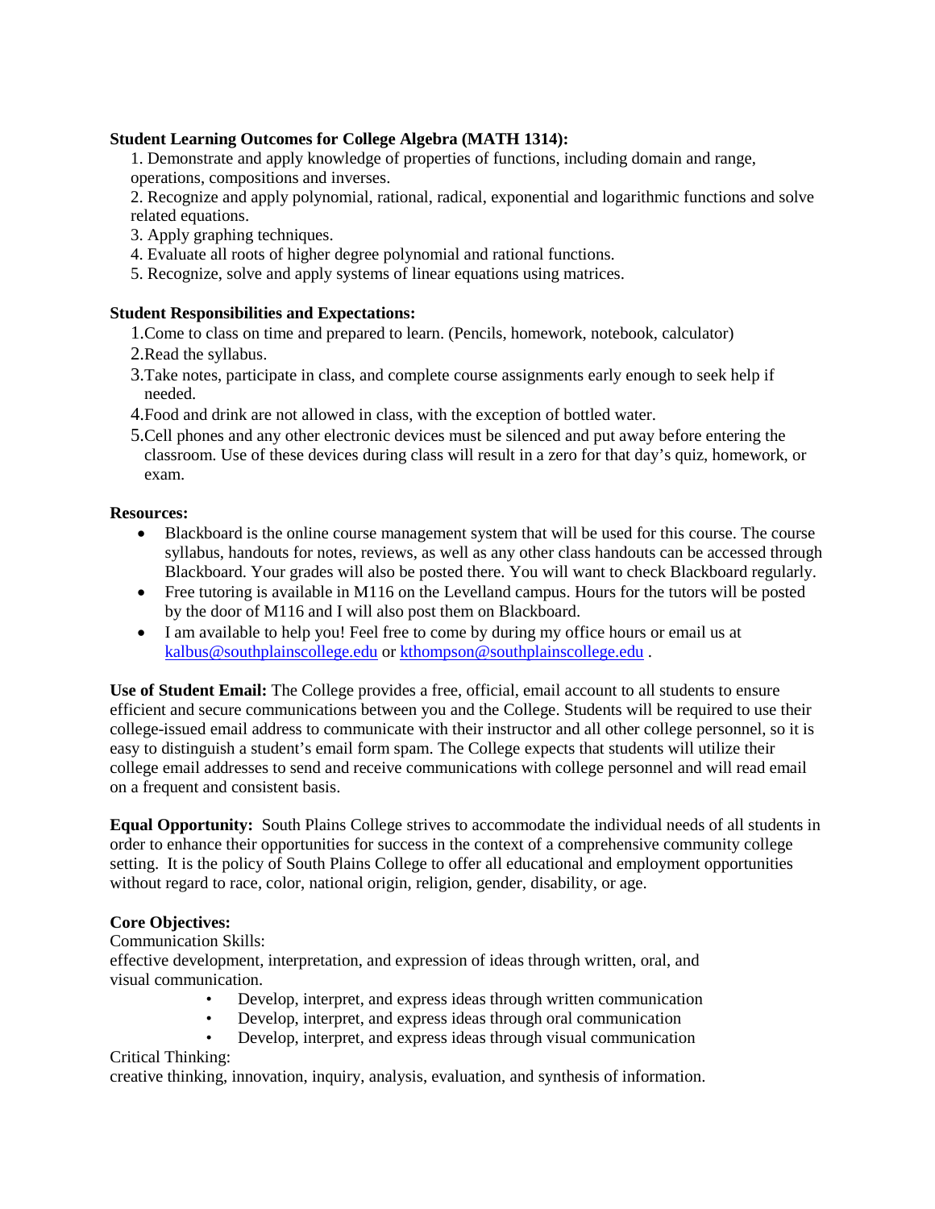**Student Learning Outcomes for College Algebra (MATH 1314):**

1. Demonstrate and apply knowledge of properties of functions, including domain and range, operations, compositions and inverses.
2. Recognize and apply polynomial, rational, radical, exponential and logarithmic functions and solve related equations.
3. Apply graphing techniques.
4. Evaluate all roots of higher degree polynomial and rational functions.
5. Recognize, solve and apply systems of linear equations using matrices.

**Student Responsibilities and Expectations:**

1. Come to class on time and prepared to learn. (Pencils, homework, notebook, calculator)
2. Read the syllabus.
3. Take notes, participate in class, and complete course assignments early enough to seek help if needed.
4. Food and drink are not allowed in class, with the exception of bottled water.
5. Cell phones and any other electronic devices must be silenced and put away before entering the classroom. Use of these devices during class will result in a zero for that day's quiz, homework, or exam.

**Resources:**

- Blackboard is the online course management system that will be used for this course. The course syllabus, handouts for notes, reviews, as well as any other class handouts can be accessed through Blackboard. Your grades will also be posted there. You will want to check Blackboard regularly.
- Free tutoring is available in M116 on the Levelland campus. Hours for the tutors will be posted by the door of M116 and I will also post them on Blackboard.
- I am available to help you! Feel free to come by during my office hours or email us at kalbus@southplainscollege.edu or kthompson@southplainscollege.edu .

**Use of Student Email:** The College provides a free, official, email account to all students to ensure efficient and secure communications between you and the College. Students will be required to use their college-issued email address to communicate with their instructor and all other college personnel, so it is easy to distinguish a student's email form spam. The College expects that students will utilize their college email addresses to send and receive communications with college personnel and will read email on a frequent and consistent basis.

**Equal Opportunity:** South Plains College strives to accommodate the individual needs of all students in order to enhance their opportunities for success in the context of a comprehensive community college setting. It is the policy of South Plains College to offer all educational and employment opportunities without regard to race, color, national origin, religion, gender, disability, or age.

**Core Objectives:**

Communication Skills:
effective development, interpretation, and expression of ideas through written, oral, and visual communication.

- Develop, interpret, and express ideas through written communication
- Develop, interpret, and express ideas through oral communication
- Develop, interpret, and express ideas through visual communication

Critical Thinking:
creative thinking, innovation, inquiry, analysis, evaluation, and synthesis of information.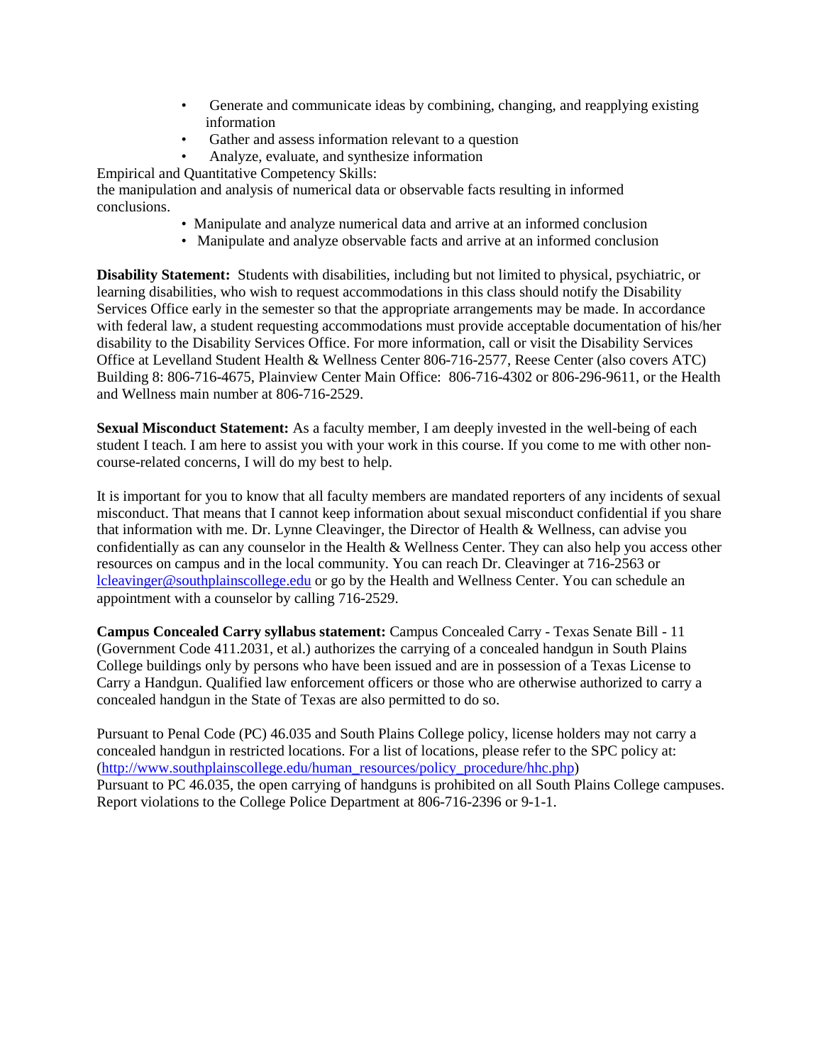- Generate and communicate ideas by combining, changing, and reapplying existing information
- Gather and assess information relevant to a question
- Analyze, evaluate, and synthesize information

Empirical and Quantitative Competency Skills:
the manipulation and analysis of numerical data or observable facts resulting in informed conclusions.

- Manipulate and analyze numerical data and arrive at an informed conclusion
- Manipulate and analyze observable facts and arrive at an informed conclusion

**Disability Statement:** Students with disabilities, including but not limited to physical, psychiatric, or learning disabilities, who wish to request accommodations in this class should notify the Disability Services Office early in the semester so that the appropriate arrangements may be made. In accordance with federal law, a student requesting accommodations must provide acceptable documentation of his/her disability to the Disability Services Office. For more information, call or visit the Disability Services Office at Levelland Student Health & Wellness Center 806-716-2577, Reese Center (also covers ATC) Building 8: 806-716-4675, Plainview Center Main Office: 806-716-4302 or 806-296-9611, or the Health and Wellness main number at 806-716-2529.

**Sexual Misconduct Statement:** As a faculty member, I am deeply invested in the well-being of each student I teach. I am here to assist you with your work in this course. If you come to me with other non-course-related concerns, I will do my best to help.

It is important for you to know that all faculty members are mandated reporters of any incidents of sexual misconduct. That means that I cannot keep information about sexual misconduct confidential if you share that information with me. Dr. Lynne Cleavinger, the Director of Health & Wellness, can advise you confidentially as can any counselor in the Health & Wellness Center. They can also help you access other resources on campus and in the local community. You can reach Dr. Cleavinger at 716-2563 or lcleavinger@southplainscollege.edu or go by the Health and Wellness Center. You can schedule an appointment with a counselor by calling 716-2529.

**Campus Concealed Carry syllabus statement:** Campus Concealed Carry - Texas Senate Bill - 11 (Government Code 411.2031, et al.) authorizes the carrying of a concealed handgun in South Plains College buildings only by persons who have been issued and are in possession of a Texas License to Carry a Handgun. Qualified law enforcement officers or those who are otherwise authorized to carry a concealed handgun in the State of Texas are also permitted to do so.

Pursuant to Penal Code (PC) 46.035 and South Plains College policy, license holders may not carry a concealed handgun in restricted locations. For a list of locations, please refer to the SPC policy at: (http://www.southplainscollege.edu/human_resources/policy_procedure/hhc.php)
Pursuant to PC 46.035, the open carrying of handguns is prohibited on all South Plains College campuses. Report violations to the College Police Department at 806-716-2396 or 9-1-1.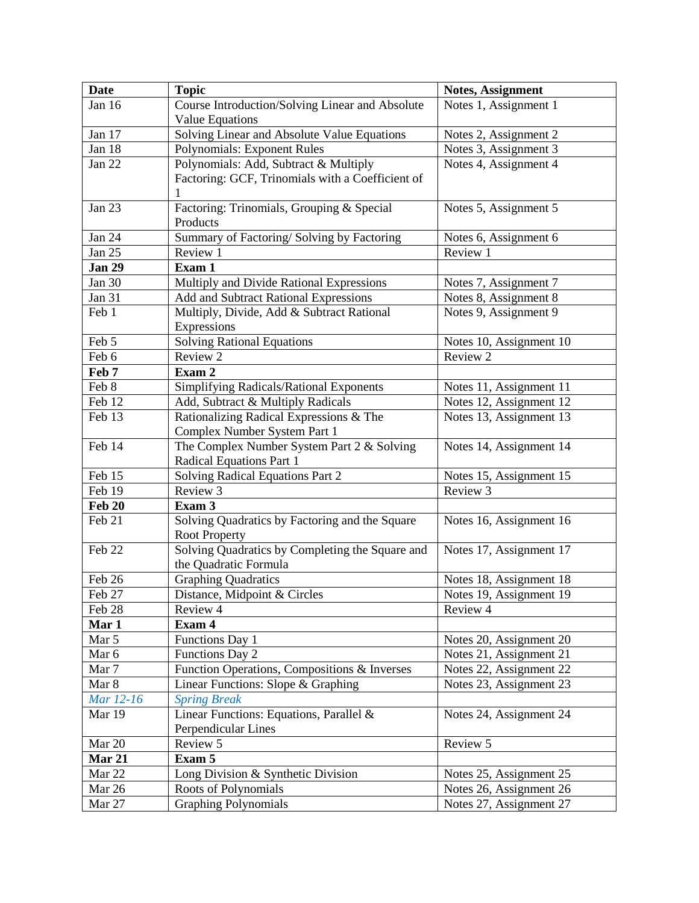| Date | Topic | Notes, Assignment |
|---|---|---|
| Jan 16 | Course Introduction/Solving Linear and Absolute Value Equations | Notes 1, Assignment 1 |
| Jan 17 | Solving Linear and Absolute Value Equations | Notes 2, Assignment 2 |
| Jan 18 | Polynomials: Exponent Rules | Notes 3, Assignment 3 |
| Jan 22 | Polynomials: Add, Subtract & Multiply Factoring: GCF, Trinomials with a Coefficient of 1 | Notes 4, Assignment 4 |
| Jan 23 | Factoring: Trinomials, Grouping & Special Products | Notes 5, Assignment 5 |
| Jan 24 | Summary of Factoring/ Solving by Factoring | Notes 6, Assignment 6 |
| Jan 25 | Review 1 | Review 1 |
| **Jan 29** | **Exam 1** | |
| Jan 30 | Multiply and Divide Rational Expressions | Notes 7, Assignment 7 |
| Jan 31 | Add and Subtract Rational Expressions | Notes 8, Assignment 8 |
| Feb 1 | Multiply, Divide, Add & Subtract Rational Expressions | Notes 9, Assignment 9 |
| Feb 5 | Solving Rational Equations | Notes 10, Assignment 10 |
| Feb 6 | Review 2 | Review 2 |
| **Feb 7** | **Exam 2** | |
| Feb 8 | Simplifying Radicals/Rational Exponents | Notes 11, Assignment 11 |
| Feb 12 | Add, Subtract & Multiply Radicals | Notes 12, Assignment 12 |
| Feb 13 | Rationalizing Radical Expressions & The Complex Number System Part 1 | Notes 13, Assignment 13 |
| Feb 14 | The Complex Number System Part 2 & Solving Radical Equations Part 1 | Notes 14, Assignment 14 |
| Feb 15 | Solving Radical Equations Part 2 | Notes 15, Assignment 15 |
| Feb 19 | Review 3 | Review 3 |
| **Feb 20** | **Exam 3** | |
| Feb 21 | Solving Quadratics by Factoring and the Square Root Property | Notes 16, Assignment 16 |
| Feb 22 | Solving Quadratics by Completing the Square and the Quadratic Formula | Notes 17, Assignment 17 |
| Feb 26 | Graphing Quadratics | Notes 18, Assignment 18 |
| Feb 27 | Distance, Midpoint & Circles | Notes 19, Assignment 19 |
| Feb 28 | Review 4 | Review 4 |
| **Mar 1** | **Exam 4** | |
| Mar 5 | Functions Day 1 | Notes 20, Assignment 20 |
| Mar 6 | Functions Day 2 | Notes 21, Assignment 21 |
| Mar 7 | Function Operations, Compositions & Inverses | Notes 22, Assignment 22 |
| Mar 8 | Linear Functions: Slope & Graphing | Notes 23, Assignment 23 |
| *Mar 12-16* | *Spring Break* | |
| Mar 19 | Linear Functions: Equations, Parallel & Perpendicular Lines | Notes 24, Assignment 24 |
| Mar 20 | Review 5 | Review 5 |
| **Mar 21** | **Exam 5** | |
| Mar 22 | Long Division & Synthetic Division | Notes 25, Assignment 25 |
| Mar 26 | Roots of Polynomials | Notes 26, Assignment 26 |
| Mar 27 | Graphing Polynomials | Notes 27, Assignment 27 |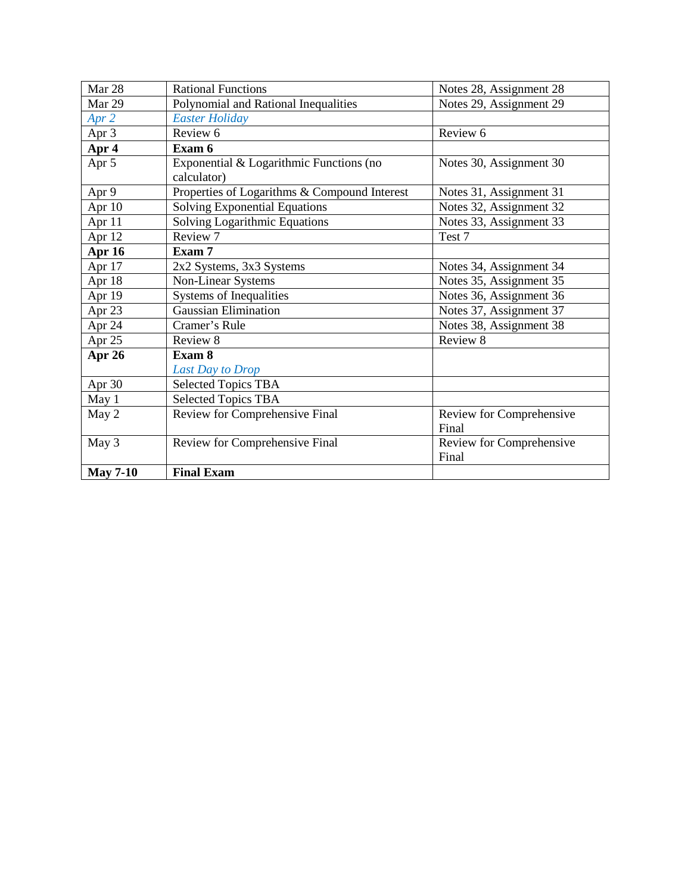| | | |
|---|---|---|
| Mar 28 | Rational Functions | Notes 28, Assignment 28 |
| Mar 29 | Polynomial and Rational Inequalities | Notes 29, Assignment 29 |
| *Apr 2* | *Easter Holiday* | |
| Apr 3 | Review 6 | Review 6 |
| **Apr 4** | **Exam 6** | |
| Apr 5 | Exponential & Logarithmic Functions (no calculator) | Notes 30, Assignment 30 |
| Apr 9 | Properties of Logarithms & Compound Interest | Notes 31, Assignment 31 |
| Apr 10 | Solving Exponential Equations | Notes 32, Assignment 32 |
| Apr 11 | Solving Logarithmic Equations | Notes 33, Assignment 33 |
| Apr 12 | Review 7 | Test 7 |
| **Apr 16** | **Exam 7** | |
| Apr 17 | 2x2 Systems, 3x3 Systems | Notes 34, Assignment 34 |
| Apr 18 | Non-Linear Systems | Notes 35, Assignment 35 |
| Apr 19 | Systems of Inequalities | Notes 36, Assignment 36 |
| Apr 23 | Gaussian Elimination | Notes 37, Assignment 37 |
| Apr 24 | Cramer's Rule | Notes 38, Assignment 38 |
| Apr 25 | Review 8 | Review 8 |
| **Apr 26** | **Exam 8** *Last Day to Drop* | |
| Apr 30 | Selected Topics TBA | |
| May 1 | Selected Topics TBA | |
| May 2 | Review for Comprehensive Final | Review for Comprehensive Final |
| May 3 | Review for Comprehensive Final | Review for Comprehensive Final |
| **May 7-10** | **Final Exam** | |